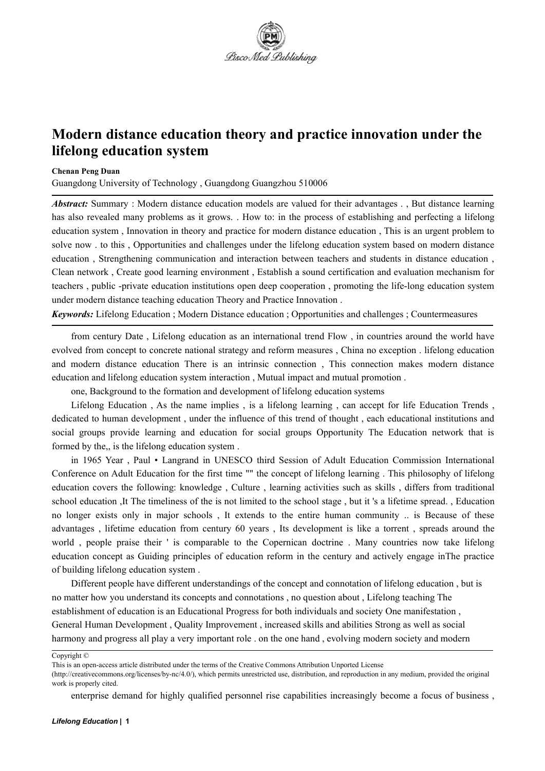# Modern distance education theory and practice innovation under the lifelong education system

**Chenan Peng Duan**

Guangdong University of Technology , Guangdong Guangzhou 510006

***Abstract:*** Summary : Modern distance education models are valued for their advantages . , But distance learning has also revealed many problems as it grows. . How to: in the process of establishing and perfecting a lifelong education system , Innovation in theory and practice for modern distance education , This is an urgent problem to solve now . to this , Opportunities and challenges under the lifelong education system based on modern distance education , Strengthening communication and interaction between teachers and students in distance education , Clean network , Create good learning environment , Establish a sound certification and evaluation mechanism for teachers , public -private education institutions open deep cooperation , promoting the life-long education system under modern distance teaching education Theory and Practice Innovation .

***Keywords:*** Lifelong Education ; Modern Distance education ; Opportunities and challenges ; Countermeasures

from century Date , Lifelong education as an international trend Flow , in countries around the world have evolved from concept to concrete national strategy and reform measures , China no exception . lifelong education and modern distance education There is an intrinsic connection , This connection makes modern distance education and lifelong education system interaction , Mutual impact and mutual promotion .

one, Background to the formation and development of lifelong education systems

Lifelong Education , As the name implies , is a lifelong learning , can accept for life Education Trends , dedicated to human development , under the influence of this trend of thought , each educational institutions and social groups provide learning and education for social groups Opportunity The Education network that is formed by the,, is the lifelong education system .

in 1965 Year , Paul • Langrand in UNESCO third Session of Adult Education Commission International Conference on Adult Education for the first time "" the concept of lifelong learning . This philosophy of lifelong education covers the following: knowledge , Culture , learning activities such as skills , differs from traditional school education ,It The timeliness of the is not limited to the school stage , but it 's a lifetime spread. , Education no longer exists only in major schools , It extends to the entire human community .. is Because of these advantages , lifetime education from century 60 years , Its development is like a torrent , spreads around the world , people praise their ' is comparable to the Copernican doctrine . Many countries now take lifelong education concept as Guiding principles of education reform in the century and actively engage inThe practice of building lifelong education system .

Different people have different understandings of the concept and connotation of lifelong education , but is no matter how you understand its concepts and connotations , no question about , Lifelong teaching The establishment of education is an Educational Progress for both individuals and society One manifestation , General Human Development , Quality Improvement , increased skills and abilities Strong as well as social harmony and progress all play a very important role . on the one hand , evolving modern society and modern enterprise demand for highly qualified personnel rise capabilities increasingly become a focus of business ,

Copyright ©

This is an open-access article distributed under the terms of the Creative Commons Attribution Unported License (http://creativecommons.org/licenses/by-nc/4.0/), which permits unrestricted use, distribution, and reproduction in any medium, provided the original work is properly cited.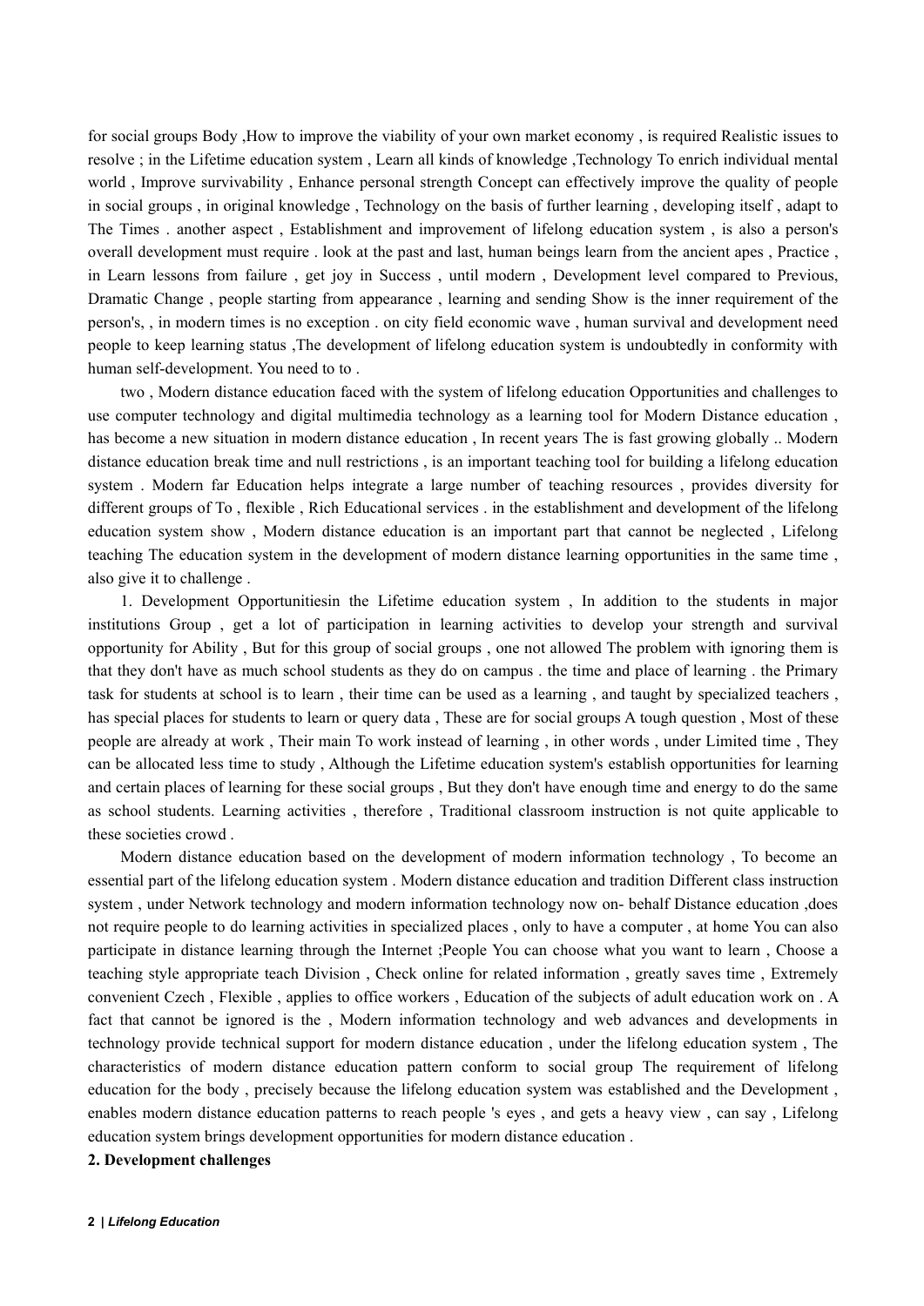for social groups Body ,How to improve the viability of your own market economy , is required Realistic issues to resolve ; in the Lifetime education system , Learn all kinds of knowledge ,Technology To enrich individual mental world , Improve survivability , Enhance personal strength Concept can effectively improve the quality of people in social groups , in original knowledge , Technology on the basis of further learning , developing itself , adapt to The Times . another aspect , Establishment and improvement of lifelong education system , is also a person's overall development must require . look at the past and last, human beings learn from the ancient apes , Practice , in Learn lessons from failure , get joy in Success , until modern , Development level compared to Previous, Dramatic Change , people starting from appearance , learning and sending Show is the inner requirement of the person's, , in modern times is no exception . on city field economic wave , human survival and development need people to keep learning status ,The development of lifelong education system is undoubtedly in conformity with human self-development. You need to to .

two , Modern distance education faced with the system of lifelong education Opportunities and challenges to use computer technology and digital multimedia technology as a learning tool for Modern Distance education , has become a new situation in modern distance education , In recent years The is fast growing globally .. Modern distance education break time and null restrictions , is an important teaching tool for building a lifelong education system . Modern far Education helps integrate a large number of teaching resources , provides diversity for different groups of To , flexible , Rich Educational services . in the establishment and development of the lifelong education system show , Modern distance education is an important part that cannot be neglected , Lifelong teaching The education system in the development of modern distance learning opportunities in the same time , also give it to challenge .

1. Development Opportunitiesin the Lifetime education system , In addition to the students in major institutions Group , get a lot of participation in learning activities to develop your strength and survival opportunity for Ability , But for this group of social groups , one not allowed The problem with ignoring them is that they don't have as much school students as they do on campus . the time and place of learning . the Primary task for students at school is to learn , their time can be used as a learning , and taught by specialized teachers , has special places for students to learn or query data , These are for social groups A tough question , Most of these people are already at work , Their main To work instead of learning , in other words , under Limited time , They can be allocated less time to study , Although the Lifetime education system's establish opportunities for learning and certain places of learning for these social groups , But they don't have enough time and energy to do the same as school students. Learning activities , therefore , Traditional classroom instruction is not quite applicable to these societies crowd .

Modern distance education based on the development of modern information technology , To become an essential part of the lifelong education system . Modern distance education and tradition Different class instruction system , under Network technology and modern information technology now on- behalf Distance education ,does not require people to do learning activities in specialized places , only to have a computer , at home You can also participate in distance learning through the Internet ;People You can choose what you want to learn , Choose a teaching style appropriate teach Division , Check online for related information , greatly saves time , Extremely convenient Czech , Flexible , applies to office workers , Education of the subjects of adult education work on . A fact that cannot be ignored is the , Modern information technology and web advances and developments in technology provide technical support for modern distance education , under the lifelong education system , The characteristics of modern distance education pattern conform to social group The requirement of lifelong education for the body , precisely because the lifelong education system was established and the Development , enables modern distance education patterns to reach people 's eyes , and gets a heavy view , can say , Lifelong education system brings development opportunities for modern distance education .

**2. Development challenges**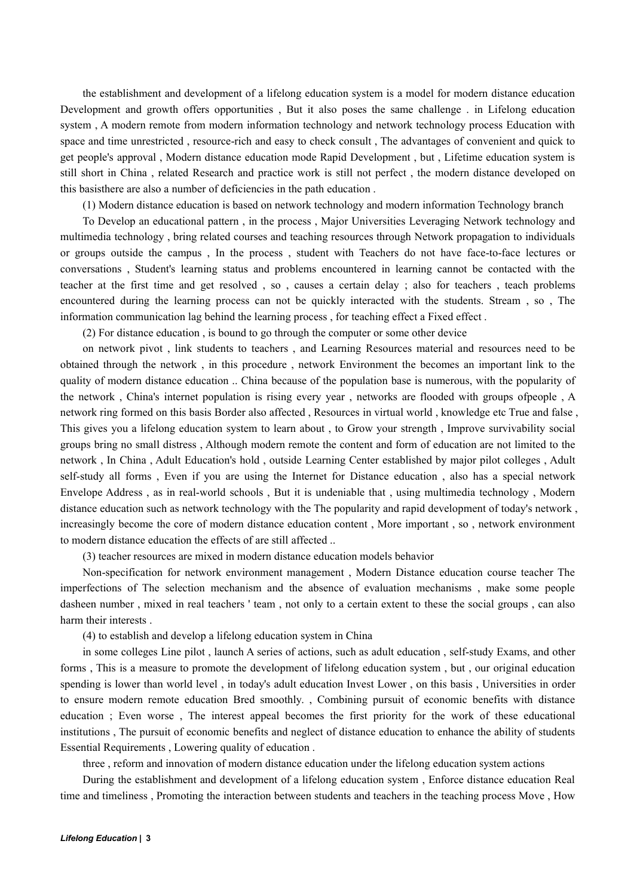the establishment and development of a lifelong education system is a model for modern distance education Development and growth offers opportunities , But it also poses the same challenge . in Lifelong education system , A modern remote from modern information technology and network technology process Education with space and time unrestricted , resource-rich and easy to check consult , The advantages of convenient and quick to get people's approval , Modern distance education mode Rapid Development , but , Lifetime education system is still short in China , related Research and practice work is still not perfect , the modern distance developed on this basisthere are also a number of deficiencies in the path education .

(1) Modern distance education is based on network technology and modern information Technology branch

To Develop an educational pattern , in the process , Major Universities Leveraging Network technology and multimedia technology , bring related courses and teaching resources through Network propagation to individuals or groups outside the campus , In the process , student with Teachers do not have face-to-face lectures or conversations , Student's learning status and problems encountered in learning cannot be contacted with the teacher at the first time and get resolved , so , causes a certain delay ; also for teachers , teach problems encountered during the learning process can not be quickly interacted with the students. Stream , so , The information communication lag behind the learning process , for teaching effect a Fixed effect .

(2) For distance education , is bound to go through the computer or some other device

on network pivot , link students to teachers , and Learning Resources material and resources need to be obtained through the network , in this procedure , network Environment the becomes an important link to the quality of modern distance education .. China because of the population base is numerous, with the popularity of the network , China's internet population is rising every year , networks are flooded with groups ofpeople , A network ring formed on this basis Border also affected , Resources in virtual world , knowledge etc True and false , This gives you a lifelong education system to learn about , to Grow your strength , Improve survivability social groups bring no small distress , Although modern remote the content and form of education are not limited to the network , In China , Adult Education's hold , outside Learning Center established by major pilot colleges , Adult self-study all forms , Even if you are using the Internet for Distance education , also has a special network Envelope Address , as in real-world schools , But it is undeniable that , using multimedia technology , Modern distance education such as network technology with the The popularity and rapid development of today's network , increasingly become the core of modern distance education content , More important , so , network environment to modern distance education the effects of are still affected ..

(3) teacher resources are mixed in modern distance education models behavior

Non-specification for network environment management , Modern Distance education course teacher The imperfections of The selection mechanism and the absence of evaluation mechanisms , make some people dasheen number , mixed in real teachers ' team , not only to a certain extent to these the social groups , can also harm their interests .

(4) to establish and develop a lifelong education system in China

in some colleges Line pilot , launch A series of actions, such as adult education , self-study Exams, and other forms , This is a measure to promote the development of lifelong education system , but , our original education spending is lower than world level , in today's adult education Invest Lower , on this basis , Universities in order to ensure modern remote education Bred smoothly. , Combining pursuit of economic benefits with distance education ; Even worse , The interest appeal becomes the first priority for the work of these educational institutions , The pursuit of economic benefits and neglect of distance education to enhance the ability of students Essential Requirements , Lowering quality of education .

three , reform and innovation of modern distance education under the lifelong education system actions

During the establishment and development of a lifelong education system , Enforce distance education Real time and timeliness , Promoting the interaction between students and teachers in the teaching process Move , How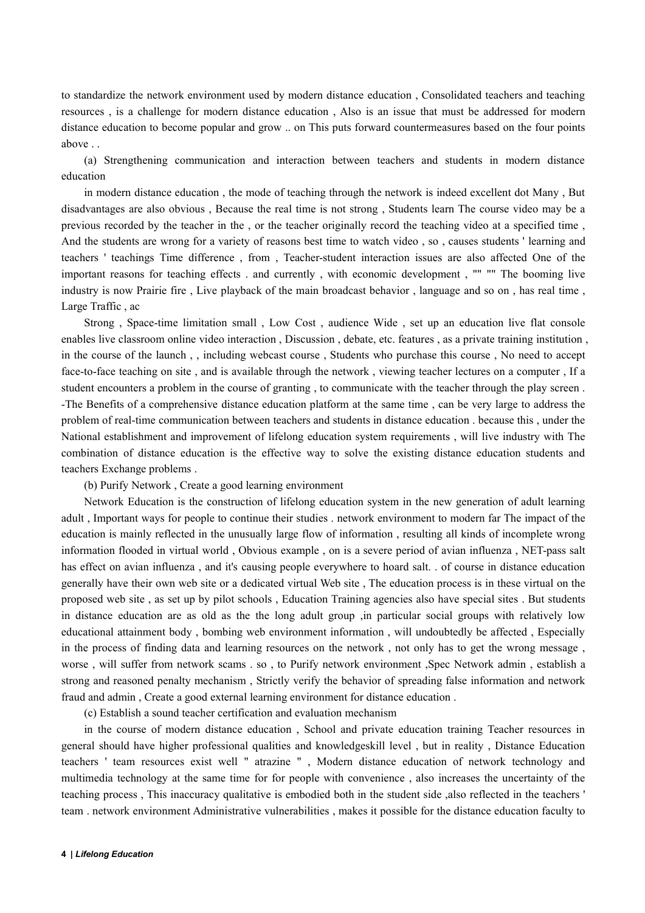to standardize the network environment used by modern distance education , Consolidated teachers and teaching resources , is a challenge for modern distance education , Also is an issue that must be addressed for modern distance education to become popular and grow .. on This puts forward countermeasures based on the four points above . .

(a) Strengthening communication and interaction between teachers and students in modern distance education

in modern distance education , the mode of teaching through the network is indeed excellent dot Many , But disadvantages are also obvious , Because the real time is not strong , Students learn The course video may be a previous recorded by the teacher in the , or the teacher originally record the teaching video at a specified time , And the students are wrong for a variety of reasons best time to watch video , so , causes students ' learning and teachers ' teachings Time difference , from , Teacher-student interaction issues are also affected One of the important reasons for teaching effects . and currently , with economic development , "" "" The booming live industry is now Prairie fire , Live playback of the main broadcast behavior , language and so on , has real time , Large Traffic , ac

Strong , Space-time limitation small , Low Cost , audience Wide , set up an education live flat console enables live classroom online video interaction , Discussion , debate, etc. features , as a private training institution , in the course of the launch , , including webcast course , Students who purchase this course , No need to accept face-to-face teaching on site , and is available through the network , viewing teacher lectures on a computer , If a student encounters a problem in the course of granting , to communicate with the teacher through the play screen . -The Benefits of a comprehensive distance education platform at the same time , can be very large to address the problem of real-time communication between teachers and students in distance education . because this , under the National establishment and improvement of lifelong education system requirements , will live industry with The combination of distance education is the effective way to solve the existing distance education students and teachers Exchange problems .

(b) Purify Network , Create a good learning environment

Network Education is the construction of lifelong education system in the new generation of adult learning adult , Important ways for people to continue their studies . network environment to modern far The impact of the education is mainly reflected in the unusually large flow of information , resulting all kinds of incomplete wrong information flooded in virtual world , Obvious example , on is a severe period of avian influenza , NET-pass salt has effect on avian influenza , and it's causing people everywhere to hoard salt. . of course in distance education generally have their own web site or a dedicated virtual Web site , The education process is in these virtual on the proposed web site , as set up by pilot schools , Education Training agencies also have special sites . But students in distance education are as old as the the long adult group ,in particular social groups with relatively low educational attainment body , bombing web environment information , will undoubtedly be affected , Especially in the process of finding data and learning resources on the network , not only has to get the wrong message , worse , will suffer from network scams . so , to Purify network environment ,Spec Network admin , establish a strong and reasoned penalty mechanism , Strictly verify the behavior of spreading false information and network fraud and admin , Create a good external learning environment for distance education .

(c) Establish a sound teacher certification and evaluation mechanism

in the course of modern distance education , School and private education training Teacher resources in general should have higher professional qualities and knowledgeskill level , but in reality , Distance Education teachers ' team resources exist well " atrazine " , Modern distance education of network technology and multimedia technology at the same time for for people with convenience , also increases the uncertainty of the teaching process , This inaccuracy qualitative is embodied both in the student side ,also reflected in the teachers ' team . network environment Administrative vulnerabilities , makes it possible for the distance education faculty to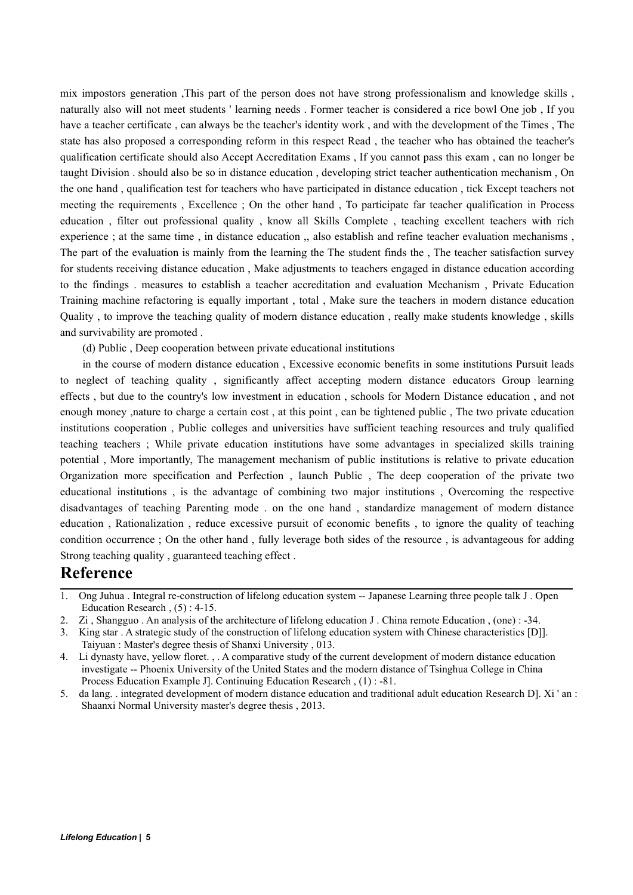mix impostors generation ,This part of the person does not have strong professionalism and knowledge skills , naturally also will not meet students ' learning needs . Former teacher is considered a rice bowl One job , If you have a teacher certificate , can always be the teacher's identity work , and with the development of the Times , The state has also proposed a corresponding reform in this respect Read , the teacher who has obtained the teacher's qualification certificate should also Accept Accreditation Exams , If you cannot pass this exam , can no longer be taught Division . should also be so in distance education , developing strict teacher authentication mechanism , On the one hand , qualification test for teachers who have participated in distance education , tick Except teachers not meeting the requirements , Excellence ; On the other hand , To participate far teacher qualification in Process education , filter out professional quality , know all Skills Complete , teaching excellent teachers with rich experience ; at the same time , in distance education ,, also establish and refine teacher evaluation mechanisms , The part of the evaluation is mainly from the learning the The student finds the , The teacher satisfaction survey for students receiving distance education , Make adjustments to teachers engaged in distance education according to the findings . measures to establish a teacher accreditation and evaluation Mechanism , Private Education Training machine refactoring is equally important , total , Make sure the teachers in modern distance education Quality , to improve the teaching quality of modern distance education , really make students knowledge , skills and survivability are promoted .

(d) Public , Deep cooperation between private educational institutions

in the course of modern distance education , Excessive economic benefits in some institutions Pursuit leads to neglect of teaching quality , significantly affect accepting modern distance educators Group learning effects , but due to the country's low investment in education , schools for Modern Distance education , and not enough money ,nature to charge a certain cost , at this point , can be tightened public , The two private education institutions cooperation , Public colleges and universities have sufficient teaching resources and truly qualified teaching teachers ; While private education institutions have some advantages in specialized skills training potential , More importantly, The management mechanism of public institutions is relative to private education Organization more specification and Perfection , launch Public , The deep cooperation of the private two educational institutions , is the advantage of combining two major institutions , Overcoming the respective disadvantages of teaching Parenting mode . on the one hand , standardize management of modern distance education , Rationalization , reduce excessive pursuit of economic benefits , to ignore the quality of teaching condition occurrence ; On the other hand , fully leverage both sides of the resource , is advantageous for adding Strong teaching quality , guaranteed teaching effect .

# Reference

1. Ong Juhua . Integral re-construction of lifelong education system -- Japanese Learning three people talk J . Open Education Research , (5) : 4-15.
2. Zi , Shangguo . An analysis of the architecture of lifelong education J . China remote Education , (one) : -34.
3. King star . A strategic study of the construction of lifelong education system with Chinese characteristics [D]]. Taiyuan : Master's degree thesis of Shanxi University , 013.
4. Li dynasty have, yellow floret. , . A comparative study of the current development of modern distance education investigate -- Phoenix University of the United States and the modern distance of Tsinghua College in China Process Education Example J]. Continuing Education Research , (1) : -81.
5. da lang. . integrated development of modern distance education and traditional adult education Research D]. Xi ' an : Shaanxi Normal University master's degree thesis , 2013.